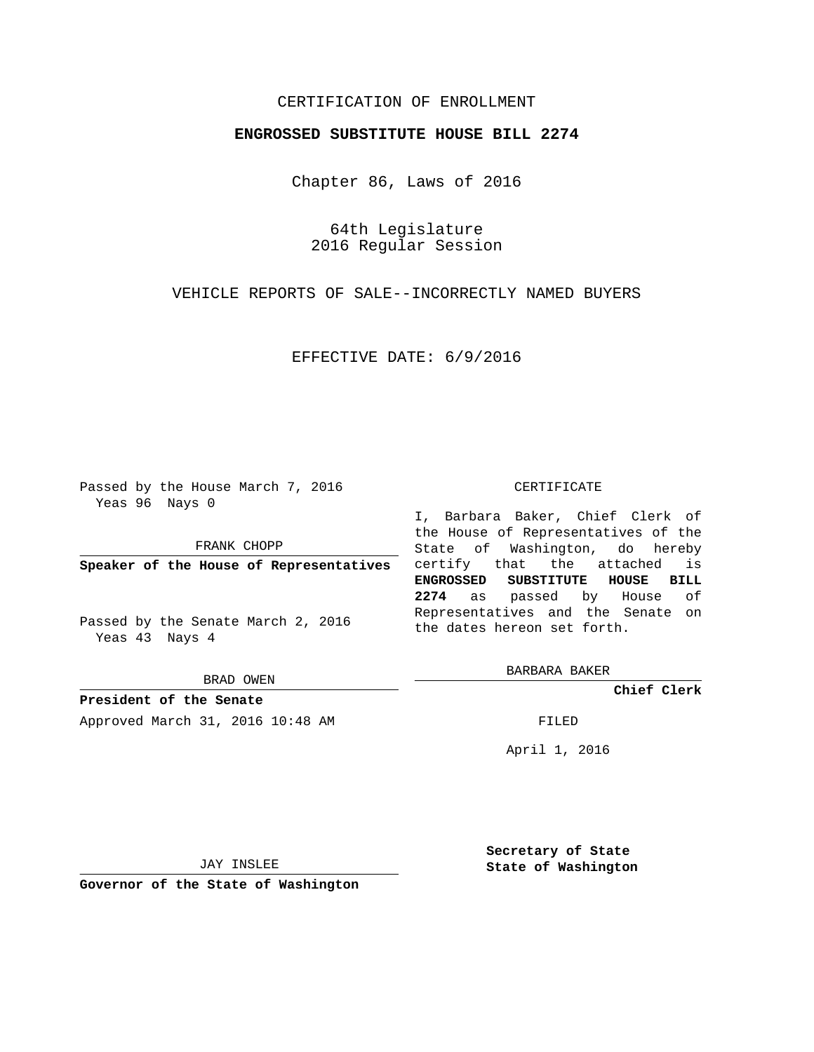CERTIFICATION OF ENROLLMENT

**ENGROSSED SUBSTITUTE HOUSE BILL 2274**

Chapter 86, Laws of 2016

64th Legislature
2016 Regular Session

VEHICLE REPORTS OF SALE--INCORRECTLY NAMED BUYERS

EFFECTIVE DATE: 6/9/2016

Passed by the House March 7, 2016
Yeas 96 Nays 0

FRANK CHOPP

**Speaker of the House of Representatives**

Passed by the Senate March 2, 2016
Yeas 43 Nays 4

BRAD OWEN

**President of the Senate**

Approved March 31, 2016 10:48 AM

JAY INSLEE

**Governor of the State of Washington**

CERTIFICATE

I, Barbara Baker, Chief Clerk of the House of Representatives of the State of Washington, do hereby certify that the attached is **ENGROSSED SUBSTITUTE HOUSE BILL 2274** as passed by House of Representatives and the Senate on the dates hereon set forth.

BARBARA BAKER

**Chief Clerk**

FILED

April 1, 2016

**Secretary of State**
**State of Washington**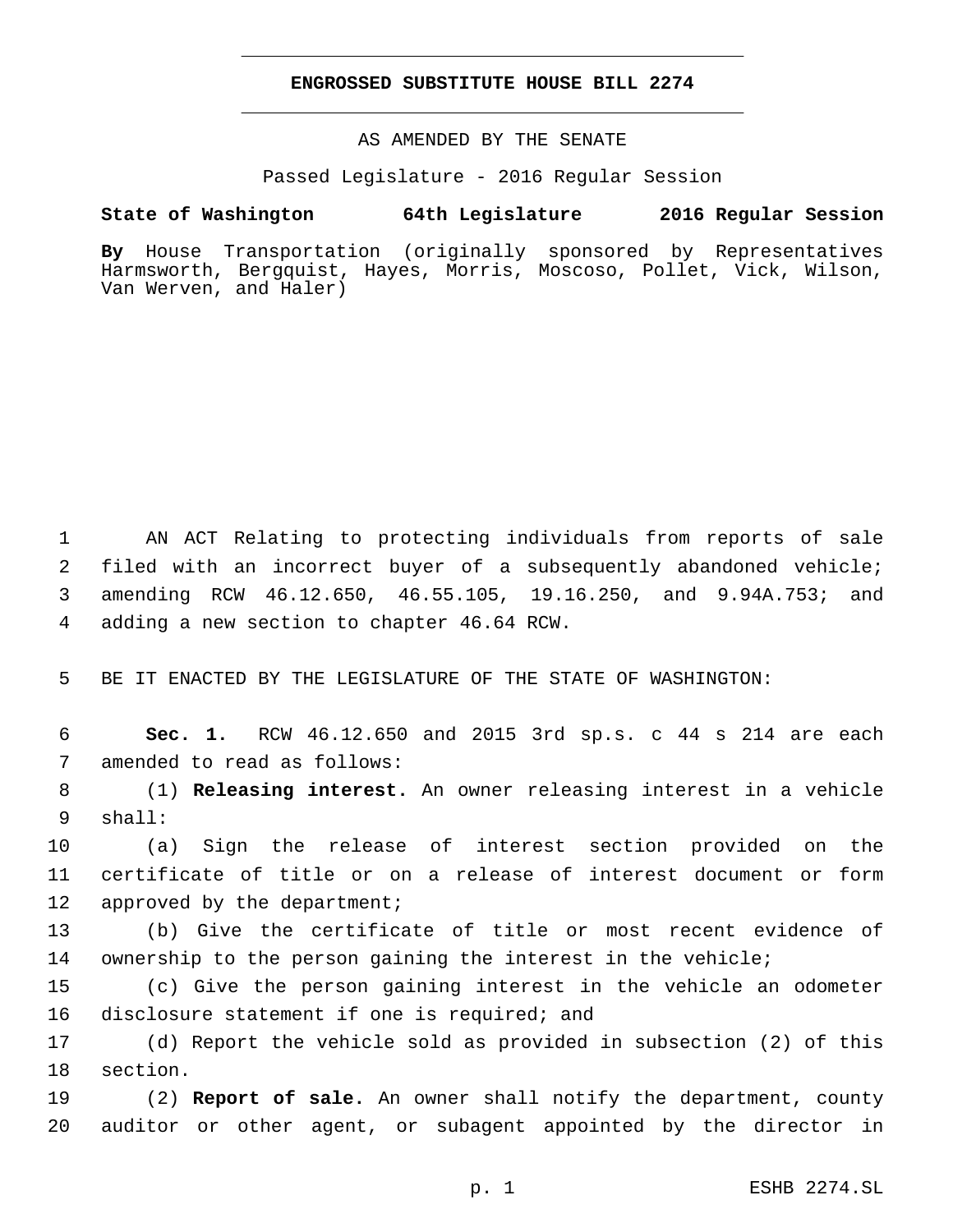**ENGROSSED SUBSTITUTE HOUSE BILL 2274**

AS AMENDED BY THE SENATE

Passed Legislature - 2016 Regular Session

**State of Washington 64th Legislature 2016 Regular Session**

**By** House Transportation (originally sponsored by Representatives Harmsworth, Bergquist, Hayes, Morris, Moscoso, Pollet, Vick, Wilson, Van Werven, and Haler)

AN ACT Relating to protecting individuals from reports of sale filed with an incorrect buyer of a subsequently abandoned vehicle; amending RCW 46.12.650, 46.55.105, 19.16.250, and 9.94A.753; and adding a new section to chapter 46.64 RCW.

BE IT ENACTED BY THE LEGISLATURE OF THE STATE OF WASHINGTON:

**Sec. 1.** RCW 46.12.650 and 2015 3rd sp.s. c 44 s 214 are each amended to read as follows:

(1) **Releasing interest.** An owner releasing interest in a vehicle shall:

(a) Sign the release of interest section provided on the certificate of title or on a release of interest document or form approved by the department;

(b) Give the certificate of title or most recent evidence of ownership to the person gaining the interest in the vehicle;

(c) Give the person gaining interest in the vehicle an odometer disclosure statement if one is required; and

(d) Report the vehicle sold as provided in subsection (2) of this section.

(2) **Report of sale.** An owner shall notify the department, county auditor or other agent, or subagent appointed by the director in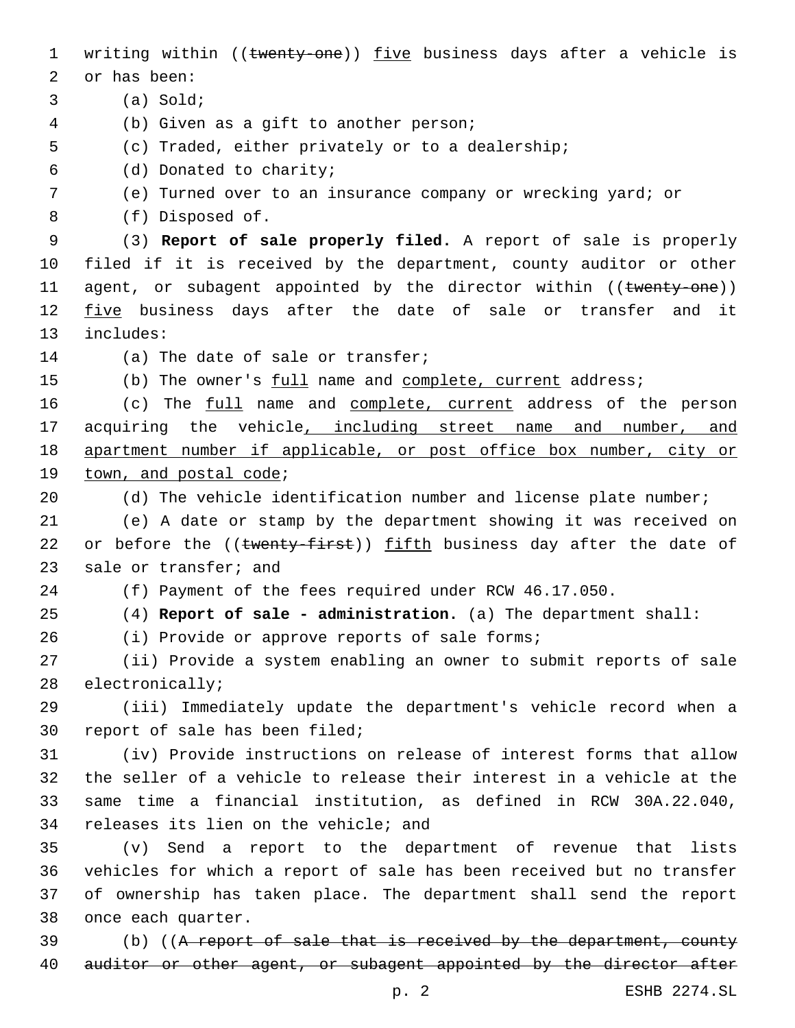writing within ((~~twenty-one~~)) <u>five</u> business days after a vehicle is or has been:

(a) Sold;

(b) Given as a gift to another person;

(c) Traded, either privately or to a dealership;

(d) Donated to charity;

(e) Turned over to an insurance company or wrecking yard; or

(f) Disposed of.

(3) **Report of sale properly filed.** A report of sale is properly filed if it is received by the department, county auditor or other agent, or subagent appointed by the director within ((~~twenty-one~~)) <u>five</u> business days after the date of sale or transfer and it includes:

(a) The date of sale or transfer;

(b) The owner's <u>full</u> name and <u>complete, current</u> address;

(c) The <u>full</u> name and <u>complete, current</u> address of the person acquiring the vehicle<u>, including street name and number, and apartment number if applicable, or post office box number, city or town, and postal code</u>;

(d) The vehicle identification number and license plate number;

(e) A date or stamp by the department showing it was received on or before the ((~~twenty-first~~)) <u>fifth</u> business day after the date of sale or transfer; and

(f) Payment of the fees required under RCW 46.17.050.

(4) **Report of sale - administration.** (a) The department shall:

(i) Provide or approve reports of sale forms;

(ii) Provide a system enabling an owner to submit reports of sale electronically;

(iii) Immediately update the department's vehicle record when a report of sale has been filed;

(iv) Provide instructions on release of interest forms that allow the seller of a vehicle to release their interest in a vehicle at the same time a financial institution, as defined in RCW 30A.22.040, releases its lien on the vehicle; and

(v) Send a report to the department of revenue that lists vehicles for which a report of sale has been received but no transfer of ownership has taken place. The department shall send the report once each quarter.

(b) ((~~A report of sale that is received by the department, county auditor or other agent, or subagent appointed by the director after~~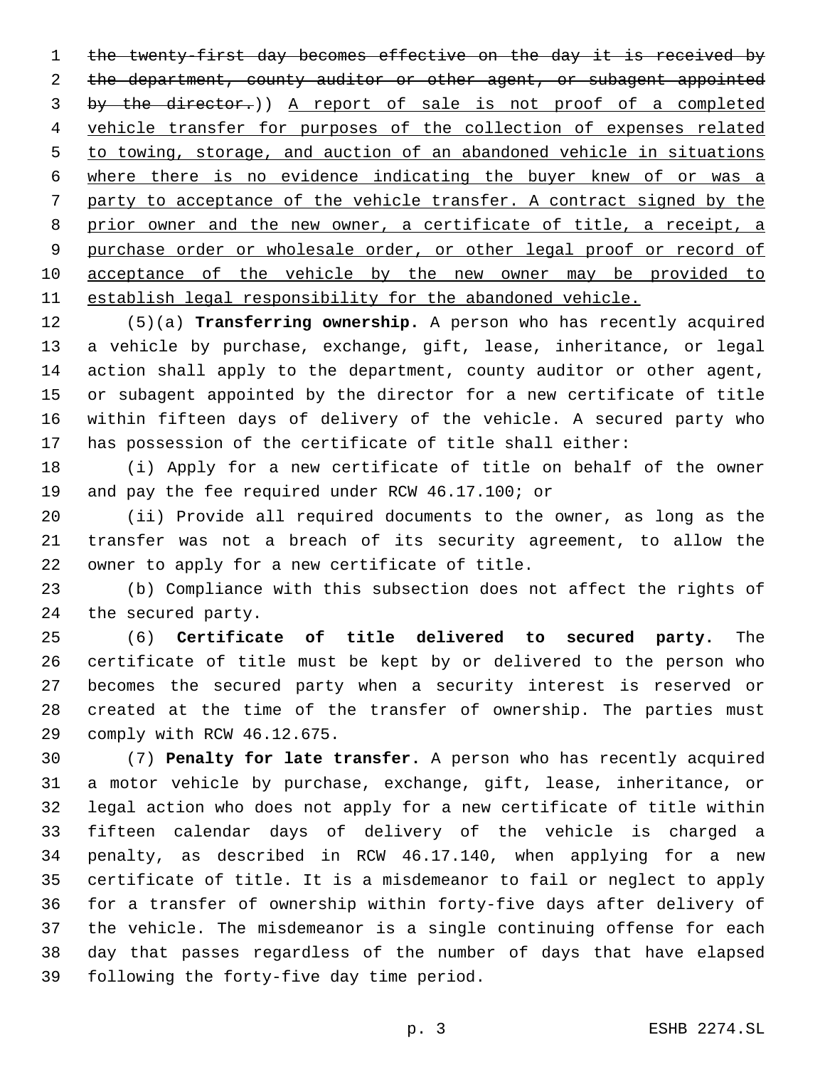~~the twenty-first day becomes effective on the day it is received by the department, county auditor or other agent, or subagent appointed by the director.~~)) <u>A report of sale is not proof of a completed vehicle transfer for purposes of the collection of expenses related to towing, storage, and auction of an abandoned vehicle in situations where there is no evidence indicating the buyer knew of or was a party to acceptance of the vehicle transfer. A contract signed by the prior owner and the new owner, a certificate of title, a receipt, a purchase order or wholesale order, or other legal proof or record of acceptance of the vehicle by the new owner may be provided to establish legal responsibility for the abandoned vehicle.</u>

(5)(a) **Transferring ownership.** A person who has recently acquired a vehicle by purchase, exchange, gift, lease, inheritance, or legal action shall apply to the department, county auditor or other agent, or subagent appointed by the director for a new certificate of title within fifteen days of delivery of the vehicle. A secured party who has possession of the certificate of title shall either:

(i) Apply for a new certificate of title on behalf of the owner and pay the fee required under RCW 46.17.100; or

(ii) Provide all required documents to the owner, as long as the transfer was not a breach of its security agreement, to allow the owner to apply for a new certificate of title.

(b) Compliance with this subsection does not affect the rights of the secured party.

(6) **Certificate of title delivered to secured party.** The certificate of title must be kept by or delivered to the person who becomes the secured party when a security interest is reserved or created at the time of the transfer of ownership. The parties must comply with RCW 46.12.675.

(7) **Penalty for late transfer.** A person who has recently acquired a motor vehicle by purchase, exchange, gift, lease, inheritance, or legal action who does not apply for a new certificate of title within fifteen calendar days of delivery of the vehicle is charged a penalty, as described in RCW 46.17.140, when applying for a new certificate of title. It is a misdemeanor to fail or neglect to apply for a transfer of ownership within forty-five days after delivery of the vehicle. The misdemeanor is a single continuing offense for each day that passes regardless of the number of days that have elapsed following the forty-five day time period.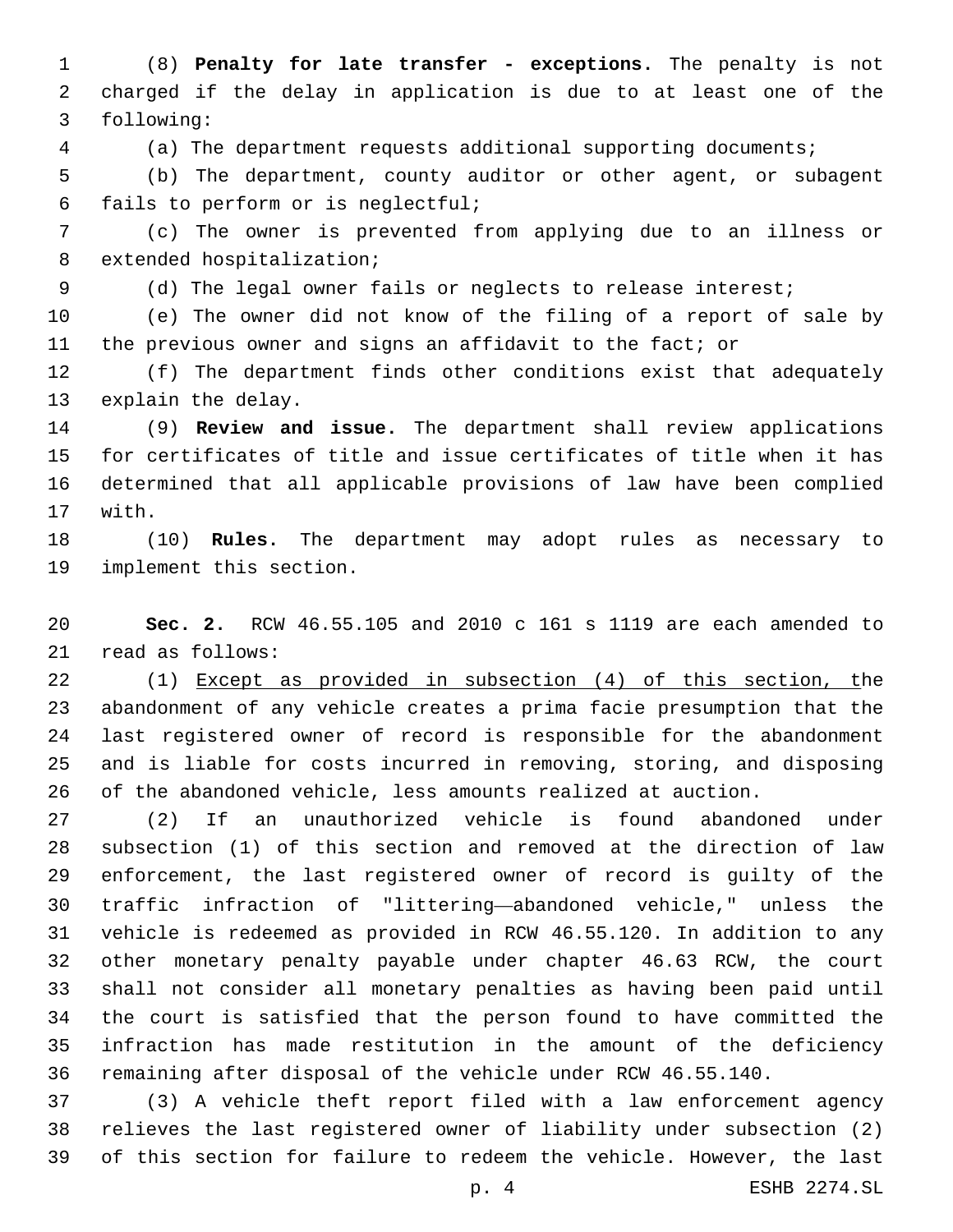(8) **Penalty for late transfer - exceptions.** The penalty is not charged if the delay in application is due to at least one of the following:

(a) The department requests additional supporting documents;

(b) The department, county auditor or other agent, or subagent fails to perform or is neglectful;

(c) The owner is prevented from applying due to an illness or extended hospitalization;

(d) The legal owner fails or neglects to release interest;

(e) The owner did not know of the filing of a report of sale by the previous owner and signs an affidavit to the fact; or

(f) The department finds other conditions exist that adequately explain the delay.

(9) **Review and issue.** The department shall review applications for certificates of title and issue certificates of title when it has determined that all applicable provisions of law have been complied with.

(10) **Rules.** The department may adopt rules as necessary to implement this section.

**Sec. 2.** RCW 46.55.105 and 2010 c 161 s 1119 are each amended to read as follows:

(1) <u>Except as provided in subsection (4) of this section, t</u>he abandonment of any vehicle creates a prima facie presumption that the last registered owner of record is responsible for the abandonment and is liable for costs incurred in removing, storing, and disposing of the abandoned vehicle, less amounts realized at auction.

(2) If an unauthorized vehicle is found abandoned under subsection (1) of this section and removed at the direction of law enforcement, the last registered owner of record is guilty of the traffic infraction of "littering—abandoned vehicle," unless the vehicle is redeemed as provided in RCW 46.55.120. In addition to any other monetary penalty payable under chapter 46.63 RCW, the court shall not consider all monetary penalties as having been paid until the court is satisfied that the person found to have committed the infraction has made restitution in the amount of the deficiency remaining after disposal of the vehicle under RCW 46.55.140.

(3) A vehicle theft report filed with a law enforcement agency relieves the last registered owner of liability under subsection (2) of this section for failure to redeem the vehicle. However, the last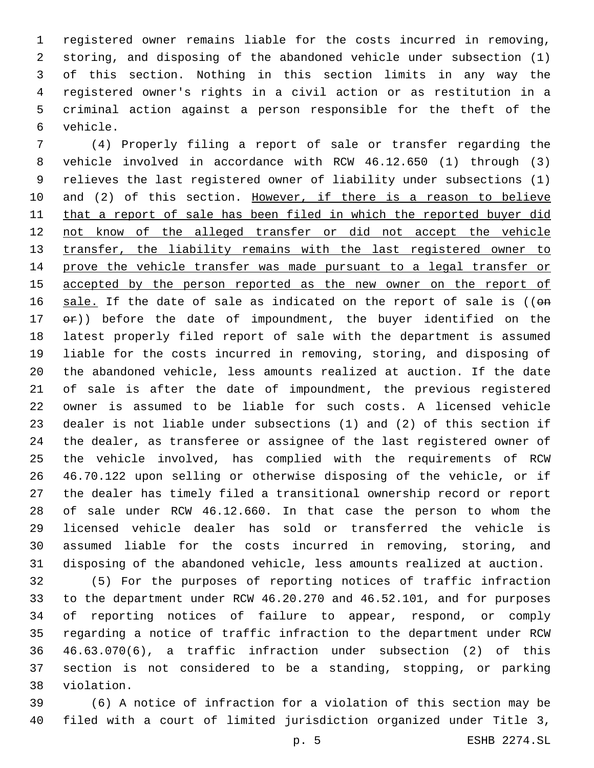registered owner remains liable for the costs incurred in removing, storing, and disposing of the abandoned vehicle under subsection (1) of this section. Nothing in this section limits in any way the registered owner's rights in a civil action or as restitution in a criminal action against a person responsible for the theft of the vehicle.

(4) Properly filing a report of sale or transfer regarding the vehicle involved in accordance with RCW 46.12.650 (1) through (3) relieves the last registered owner of liability under subsections (1) and (2) of this section. <u>However, if there is a reason to believe that a report of sale has been filed in which the reported buyer did not know of the alleged transfer or did not accept the vehicle transfer, the liability remains with the last registered owner to prove the vehicle transfer was made pursuant to a legal transfer or accepted by the person reported as the new owner on the report of sale.</u> If the date of sale as indicated on the report of sale is ((~~on or~~)) before the date of impoundment, the buyer identified on the latest properly filed report of sale with the department is assumed liable for the costs incurred in removing, storing, and disposing of the abandoned vehicle, less amounts realized at auction. If the date of sale is after the date of impoundment, the previous registered owner is assumed to be liable for such costs. A licensed vehicle dealer is not liable under subsections (1) and (2) of this section if the dealer, as transferee or assignee of the last registered owner of the vehicle involved, has complied with the requirements of RCW 46.70.122 upon selling or otherwise disposing of the vehicle, or if the dealer has timely filed a transitional ownership record or report of sale under RCW 46.12.660. In that case the person to whom the licensed vehicle dealer has sold or transferred the vehicle is assumed liable for the costs incurred in removing, storing, and disposing of the abandoned vehicle, less amounts realized at auction.

(5) For the purposes of reporting notices of traffic infraction to the department under RCW 46.20.270 and 46.52.101, and for purposes of reporting notices of failure to appear, respond, or comply regarding a notice of traffic infraction to the department under RCW 46.63.070(6), a traffic infraction under subsection (2) of this section is not considered to be a standing, stopping, or parking violation.

(6) A notice of infraction for a violation of this section may be filed with a court of limited jurisdiction organized under Title 3,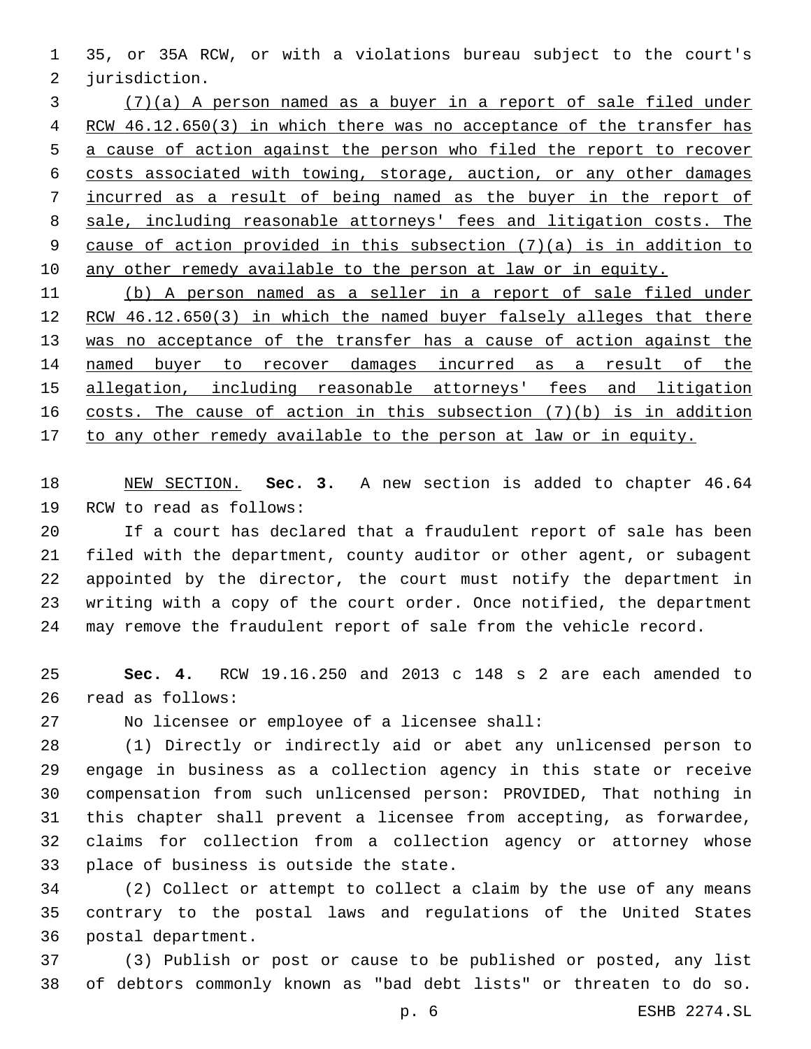35, or 35A RCW, or with a violations bureau subject to the court's jurisdiction.

<u>(7)(a) A person named as a buyer in a report of sale filed under RCW 46.12.650(3) in which there was no acceptance of the transfer has a cause of action against the person who filed the report to recover costs associated with towing, storage, auction, or any other damages incurred as a result of being named as the buyer in the report of sale, including reasonable attorneys' fees and litigation costs. The cause of action provided in this subsection (7)(a) is in addition to any other remedy available to the person at law or in equity.</u>

<u>(b) A person named as a seller in a report of sale filed under RCW 46.12.650(3) in which the named buyer falsely alleges that there was no acceptance of the transfer has a cause of action against the named buyer to recover damages incurred as a result of the allegation, including reasonable attorneys' fees and litigation costs. The cause of action in this subsection (7)(b) is in addition to any other remedy available to the person at law or in equity.</u>

<u>NEW SECTION.</u> **Sec. 3.** A new section is added to chapter 46.64 RCW to read as follows:

If a court has declared that a fraudulent report of sale has been filed with the department, county auditor or other agent, or subagent appointed by the director, the court must notify the department in writing with a copy of the court order. Once notified, the department may remove the fraudulent report of sale from the vehicle record.

**Sec. 4.** RCW 19.16.250 and 2013 c 148 s 2 are each amended to read as follows:

No licensee or employee of a licensee shall:

(1) Directly or indirectly aid or abet any unlicensed person to engage in business as a collection agency in this state or receive compensation from such unlicensed person: PROVIDED, That nothing in this chapter shall prevent a licensee from accepting, as forwardee, claims for collection from a collection agency or attorney whose place of business is outside the state.

(2) Collect or attempt to collect a claim by the use of any means contrary to the postal laws and regulations of the United States postal department.

(3) Publish or post or cause to be published or posted, any list of debtors commonly known as "bad debt lists" or threaten to do so.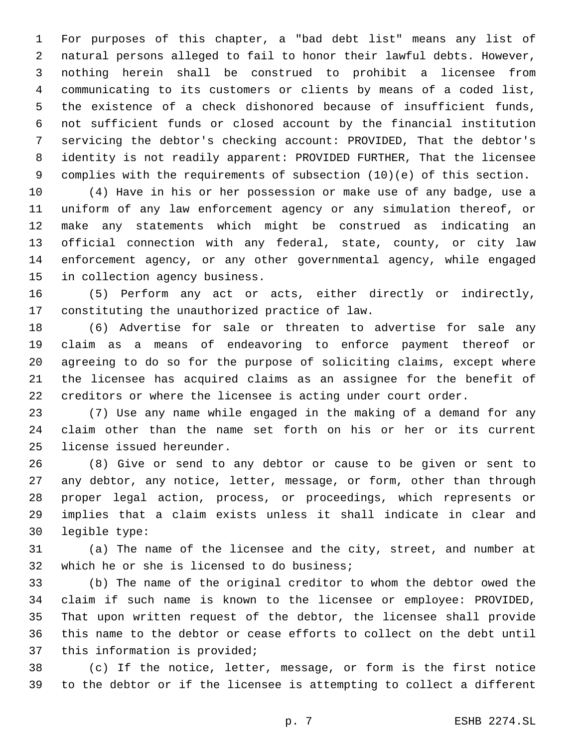For purposes of this chapter, a "bad debt list" means any list of natural persons alleged to fail to honor their lawful debts. However, nothing herein shall be construed to prohibit a licensee from communicating to its customers or clients by means of a coded list, the existence of a check dishonored because of insufficient funds, not sufficient funds or closed account by the financial institution servicing the debtor's checking account: PROVIDED, That the debtor's identity is not readily apparent: PROVIDED FURTHER, That the licensee complies with the requirements of subsection (10)(e) of this section.

(4) Have in his or her possession or make use of any badge, use a uniform of any law enforcement agency or any simulation thereof, or make any statements which might be construed as indicating an official connection with any federal, state, county, or city law enforcement agency, or any other governmental agency, while engaged in collection agency business.

(5) Perform any act or acts, either directly or indirectly, constituting the unauthorized practice of law.

(6) Advertise for sale or threaten to advertise for sale any claim as a means of endeavoring to enforce payment thereof or agreeing to do so for the purpose of soliciting claims, except where the licensee has acquired claims as an assignee for the benefit of creditors or where the licensee is acting under court order.

(7) Use any name while engaged in the making of a demand for any claim other than the name set forth on his or her or its current license issued hereunder.

(8) Give or send to any debtor or cause to be given or sent to any debtor, any notice, letter, message, or form, other than through proper legal action, process, or proceedings, which represents or implies that a claim exists unless it shall indicate in clear and legible type:

(a) The name of the licensee and the city, street, and number at which he or she is licensed to do business;

(b) The name of the original creditor to whom the debtor owed the claim if such name is known to the licensee or employee: PROVIDED, That upon written request of the debtor, the licensee shall provide this name to the debtor or cease efforts to collect on the debt until this information is provided;

(c) If the notice, letter, message, or form is the first notice to the debtor or if the licensee is attempting to collect a different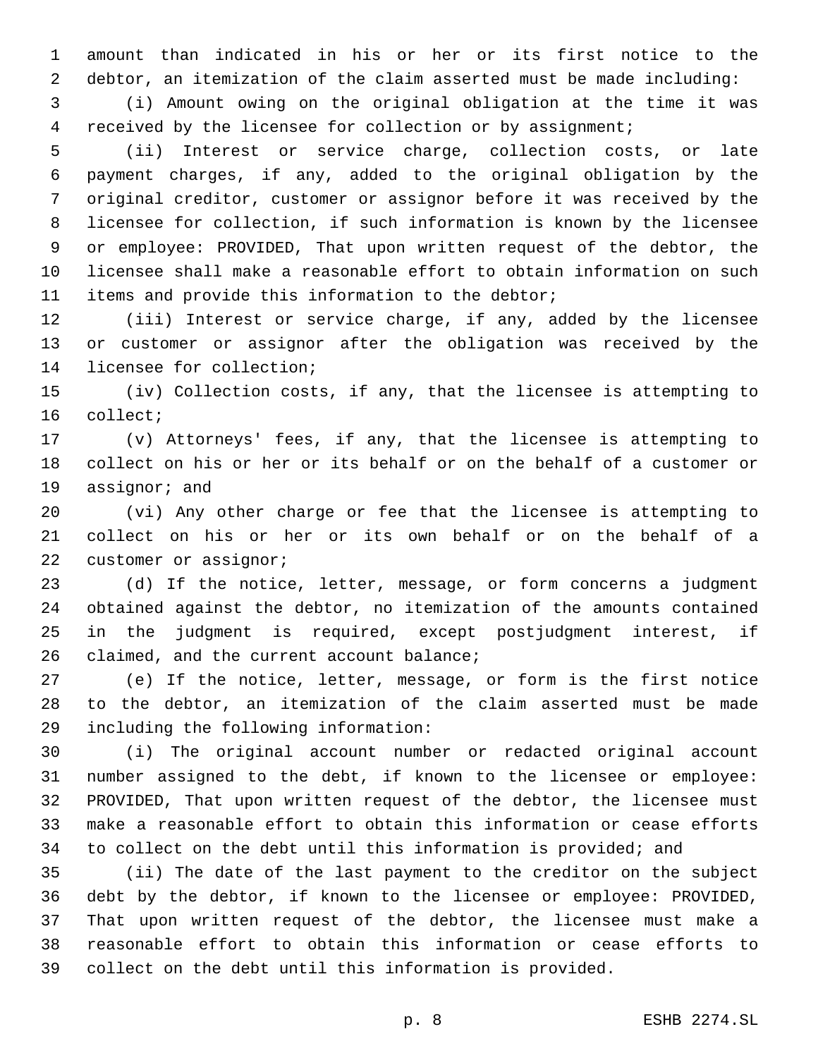amount than indicated in his or her or its first notice to the debtor, an itemization of the claim asserted must be made including:

(i) Amount owing on the original obligation at the time it was received by the licensee for collection or by assignment;

(ii) Interest or service charge, collection costs, or late payment charges, if any, added to the original obligation by the original creditor, customer or assignor before it was received by the licensee for collection, if such information is known by the licensee or employee: PROVIDED, That upon written request of the debtor, the licensee shall make a reasonable effort to obtain information on such items and provide this information to the debtor;

(iii) Interest or service charge, if any, added by the licensee or customer or assignor after the obligation was received by the licensee for collection;

(iv) Collection costs, if any, that the licensee is attempting to collect;

(v) Attorneys' fees, if any, that the licensee is attempting to collect on his or her or its behalf or on the behalf of a customer or assignor; and

(vi) Any other charge or fee that the licensee is attempting to collect on his or her or its own behalf or on the behalf of a customer or assignor;

(d) If the notice, letter, message, or form concerns a judgment obtained against the debtor, no itemization of the amounts contained in the judgment is required, except postjudgment interest, if claimed, and the current account balance;

(e) If the notice, letter, message, or form is the first notice to the debtor, an itemization of the claim asserted must be made including the following information:

(i) The original account number or redacted original account number assigned to the debt, if known to the licensee or employee: PROVIDED, That upon written request of the debtor, the licensee must make a reasonable effort to obtain this information or cease efforts to collect on the debt until this information is provided; and

(ii) The date of the last payment to the creditor on the subject debt by the debtor, if known to the licensee or employee: PROVIDED, That upon written request of the debtor, the licensee must make a reasonable effort to obtain this information or cease efforts to collect on the debt until this information is provided.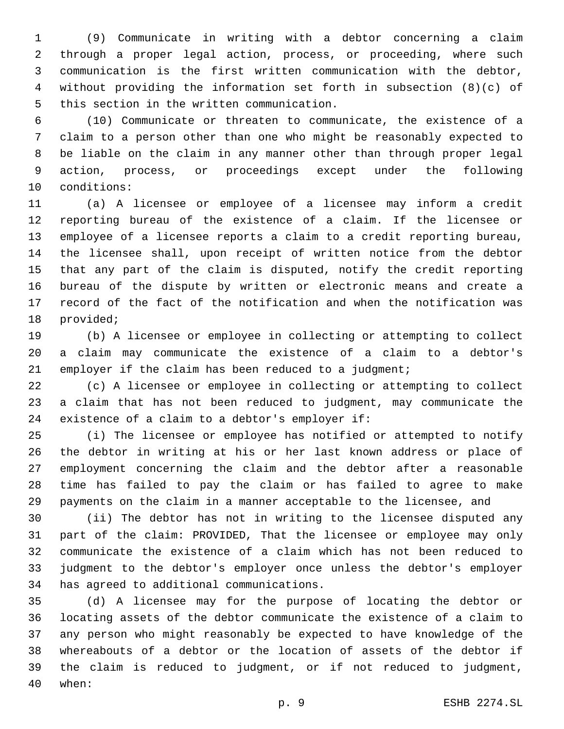(9) Communicate in writing with a debtor concerning a claim through a proper legal action, process, or proceeding, where such communication is the first written communication with the debtor, without providing the information set forth in subsection (8)(c) of this section in the written communication.

(10) Communicate or threaten to communicate, the existence of a claim to a person other than one who might be reasonably expected to be liable on the claim in any manner other than through proper legal action, process, or proceedings except under the following conditions:

(a) A licensee or employee of a licensee may inform a credit reporting bureau of the existence of a claim. If the licensee or employee of a licensee reports a claim to a credit reporting bureau, the licensee shall, upon receipt of written notice from the debtor that any part of the claim is disputed, notify the credit reporting bureau of the dispute by written or electronic means and create a record of the fact of the notification and when the notification was provided;

(b) A licensee or employee in collecting or attempting to collect a claim may communicate the existence of a claim to a debtor's employer if the claim has been reduced to a judgment;

(c) A licensee or employee in collecting or attempting to collect a claim that has not been reduced to judgment, may communicate the existence of a claim to a debtor's employer if:

(i) The licensee or employee has notified or attempted to notify the debtor in writing at his or her last known address or place of employment concerning the claim and the debtor after a reasonable time has failed to pay the claim or has failed to agree to make payments on the claim in a manner acceptable to the licensee, and

(ii) The debtor has not in writing to the licensee disputed any part of the claim: PROVIDED, That the licensee or employee may only communicate the existence of a claim which has not been reduced to judgment to the debtor's employer once unless the debtor's employer has agreed to additional communications.

(d) A licensee may for the purpose of locating the debtor or locating assets of the debtor communicate the existence of a claim to any person who might reasonably be expected to have knowledge of the whereabouts of a debtor or the location of assets of the debtor if the claim is reduced to judgment, or if not reduced to judgment, when: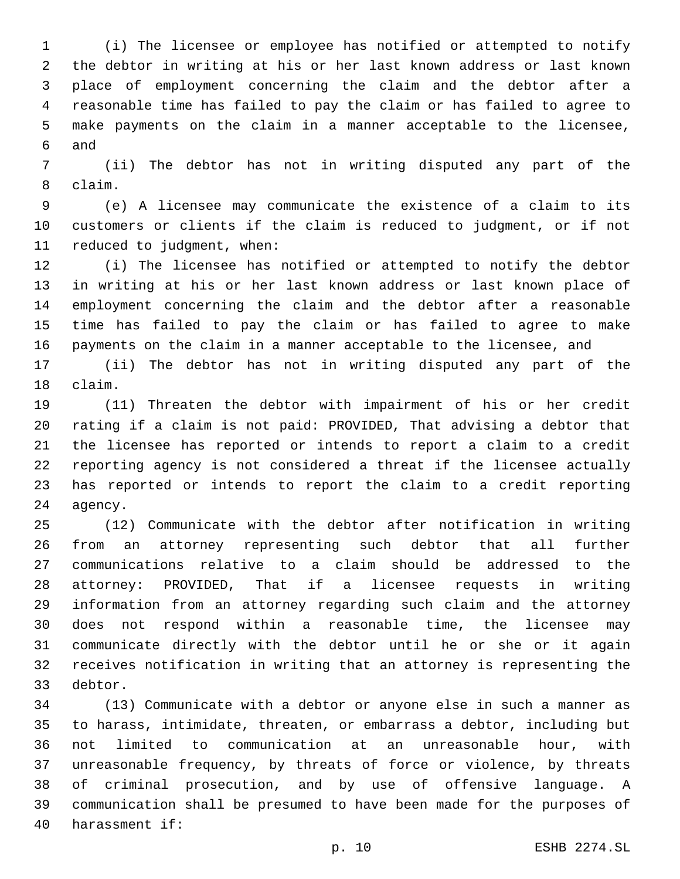(i) The licensee or employee has notified or attempted to notify the debtor in writing at his or her last known address or last known place of employment concerning the claim and the debtor after a reasonable time has failed to pay the claim or has failed to agree to make payments on the claim in a manner acceptable to the licensee, and

(ii) The debtor has not in writing disputed any part of the claim.

(e) A licensee may communicate the existence of a claim to its customers or clients if the claim is reduced to judgment, or if not reduced to judgment, when:

(i) The licensee has notified or attempted to notify the debtor in writing at his or her last known address or last known place of employment concerning the claim and the debtor after a reasonable time has failed to pay the claim or has failed to agree to make payments on the claim in a manner acceptable to the licensee, and

(ii) The debtor has not in writing disputed any part of the claim.

(11) Threaten the debtor with impairment of his or her credit rating if a claim is not paid: PROVIDED, That advising a debtor that the licensee has reported or intends to report a claim to a credit reporting agency is not considered a threat if the licensee actually has reported or intends to report the claim to a credit reporting agency.

(12) Communicate with the debtor after notification in writing from an attorney representing such debtor that all further communications relative to a claim should be addressed to the attorney: PROVIDED, That if a licensee requests in writing information from an attorney regarding such claim and the attorney does not respond within a reasonable time, the licensee may communicate directly with the debtor until he or she or it again receives notification in writing that an attorney is representing the debtor.

(13) Communicate with a debtor or anyone else in such a manner as to harass, intimidate, threaten, or embarrass a debtor, including but not limited to communication at an unreasonable hour, with unreasonable frequency, by threats of force or violence, by threats of criminal prosecution, and by use of offensive language. A communication shall be presumed to have been made for the purposes of harassment if: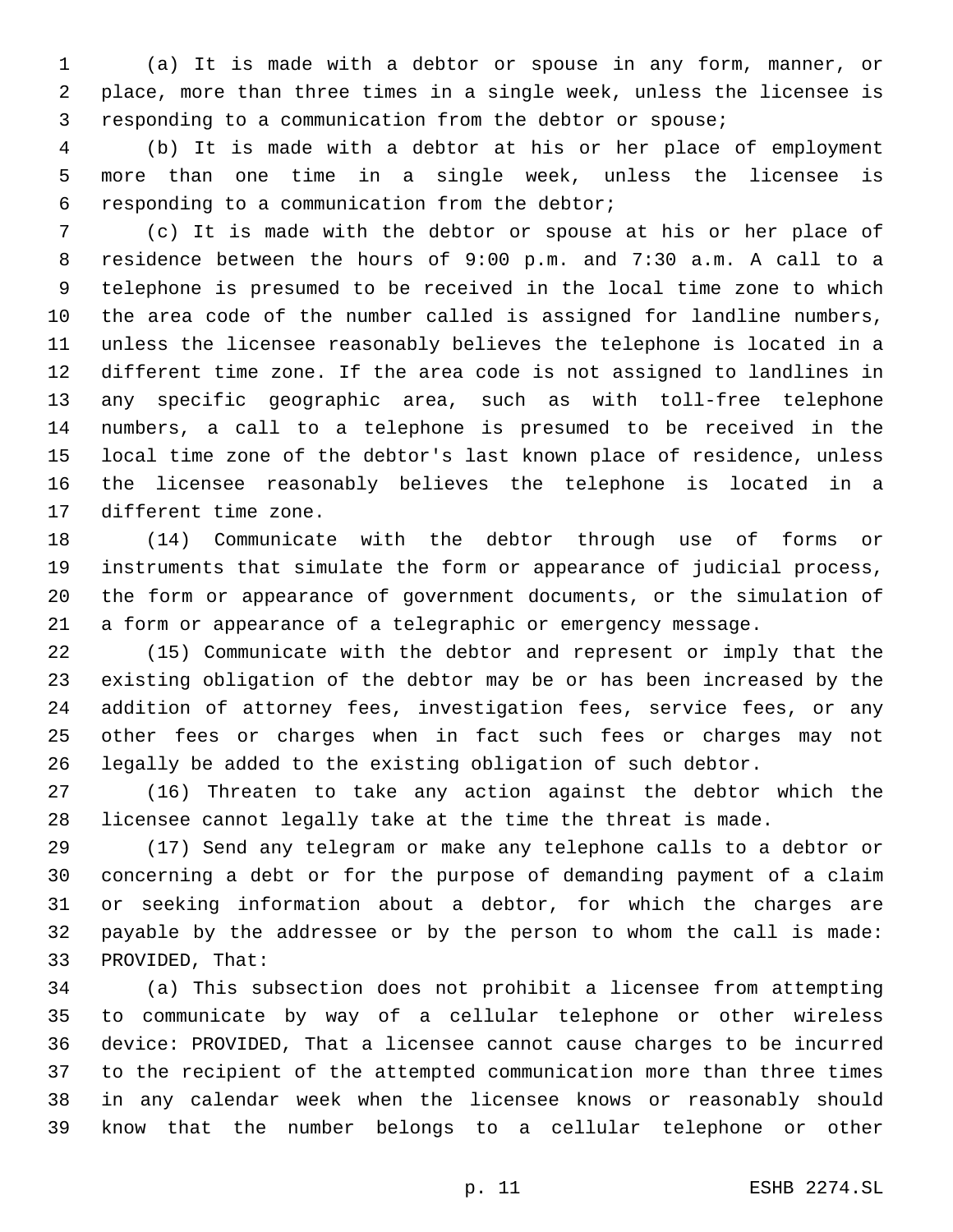(a) It is made with a debtor or spouse in any form, manner, or place, more than three times in a single week, unless the licensee is responding to a communication from the debtor or spouse;

(b) It is made with a debtor at his or her place of employment more than one time in a single week, unless the licensee is responding to a communication from the debtor;

(c) It is made with the debtor or spouse at his or her place of residence between the hours of 9:00 p.m. and 7:30 a.m. A call to a telephone is presumed to be received in the local time zone to which the area code of the number called is assigned for landline numbers, unless the licensee reasonably believes the telephone is located in a different time zone. If the area code is not assigned to landlines in any specific geographic area, such as with toll-free telephone numbers, a call to a telephone is presumed to be received in the local time zone of the debtor's last known place of residence, unless the licensee reasonably believes the telephone is located in a different time zone.

(14) Communicate with the debtor through use of forms or instruments that simulate the form or appearance of judicial process, the form or appearance of government documents, or the simulation of a form or appearance of a telegraphic or emergency message.

(15) Communicate with the debtor and represent or imply that the existing obligation of the debtor may be or has been increased by the addition of attorney fees, investigation fees, service fees, or any other fees or charges when in fact such fees or charges may not legally be added to the existing obligation of such debtor.

(16) Threaten to take any action against the debtor which the licensee cannot legally take at the time the threat is made.

(17) Send any telegram or make any telephone calls to a debtor or concerning a debt or for the purpose of demanding payment of a claim or seeking information about a debtor, for which the charges are payable by the addressee or by the person to whom the call is made: PROVIDED, That:

(a) This subsection does not prohibit a licensee from attempting to communicate by way of a cellular telephone or other wireless device: PROVIDED, That a licensee cannot cause charges to be incurred to the recipient of the attempted communication more than three times in any calendar week when the licensee knows or reasonably should know that the number belongs to a cellular telephone or other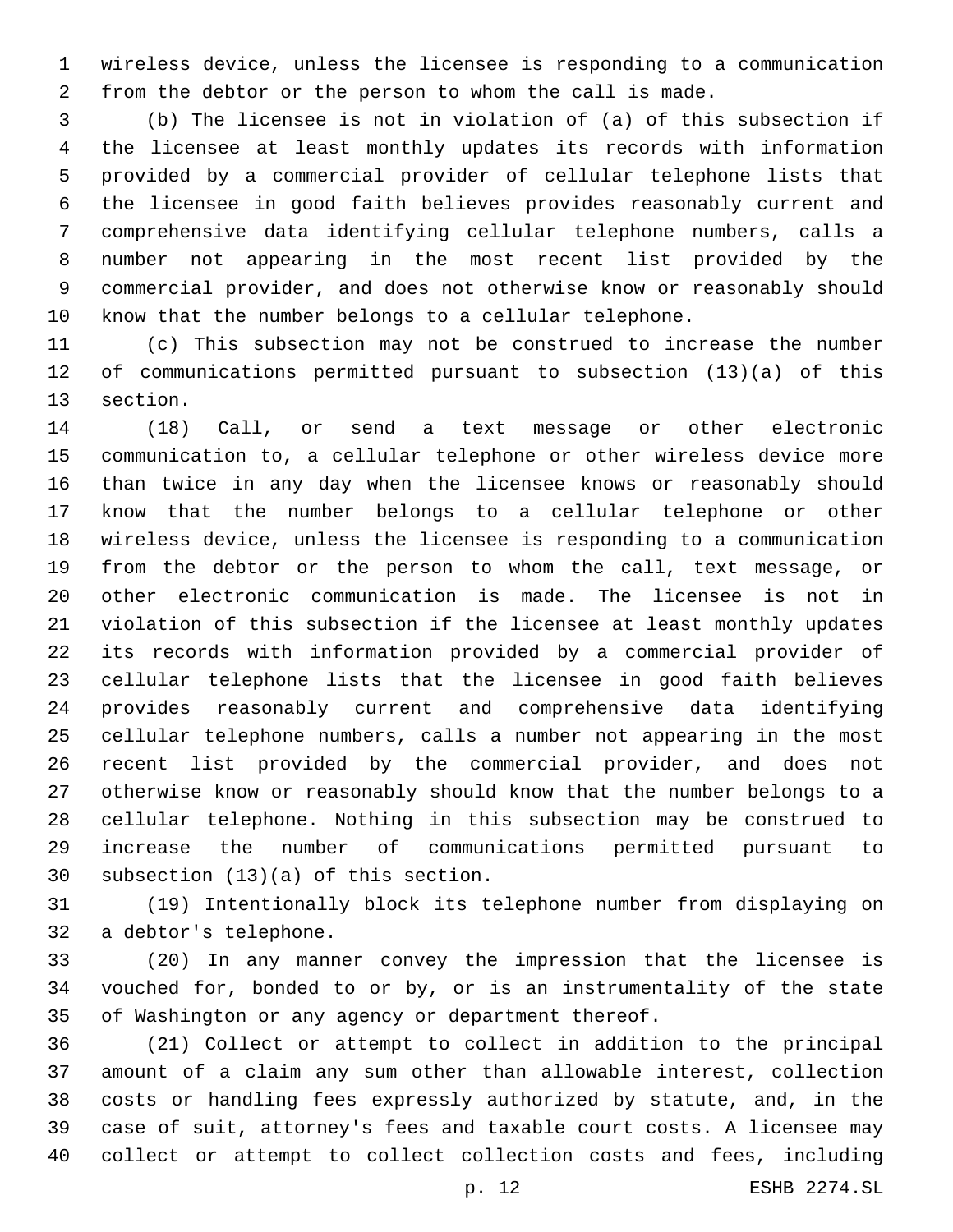wireless device, unless the licensee is responding to a communication from the debtor or the person to whom the call is made.

(b) The licensee is not in violation of (a) of this subsection if the licensee at least monthly updates its records with information provided by a commercial provider of cellular telephone lists that the licensee in good faith believes provides reasonably current and comprehensive data identifying cellular telephone numbers, calls a number not appearing in the most recent list provided by the commercial provider, and does not otherwise know or reasonably should know that the number belongs to a cellular telephone.

(c) This subsection may not be construed to increase the number of communications permitted pursuant to subsection (13)(a) of this section.

(18) Call, or send a text message or other electronic communication to, a cellular telephone or other wireless device more than twice in any day when the licensee knows or reasonably should know that the number belongs to a cellular telephone or other wireless device, unless the licensee is responding to a communication from the debtor or the person to whom the call, text message, or other electronic communication is made. The licensee is not in violation of this subsection if the licensee at least monthly updates its records with information provided by a commercial provider of cellular telephone lists that the licensee in good faith believes provides reasonably current and comprehensive data identifying cellular telephone numbers, calls a number not appearing in the most recent list provided by the commercial provider, and does not otherwise know or reasonably should know that the number belongs to a cellular telephone. Nothing in this subsection may be construed to increase the number of communications permitted pursuant to subsection (13)(a) of this section.

(19) Intentionally block its telephone number from displaying on a debtor's telephone.

(20) In any manner convey the impression that the licensee is vouched for, bonded to or by, or is an instrumentality of the state of Washington or any agency or department thereof.

(21) Collect or attempt to collect in addition to the principal amount of a claim any sum other than allowable interest, collection costs or handling fees expressly authorized by statute, and, in the case of suit, attorney's fees and taxable court costs. A licensee may collect or attempt to collect collection costs and fees, including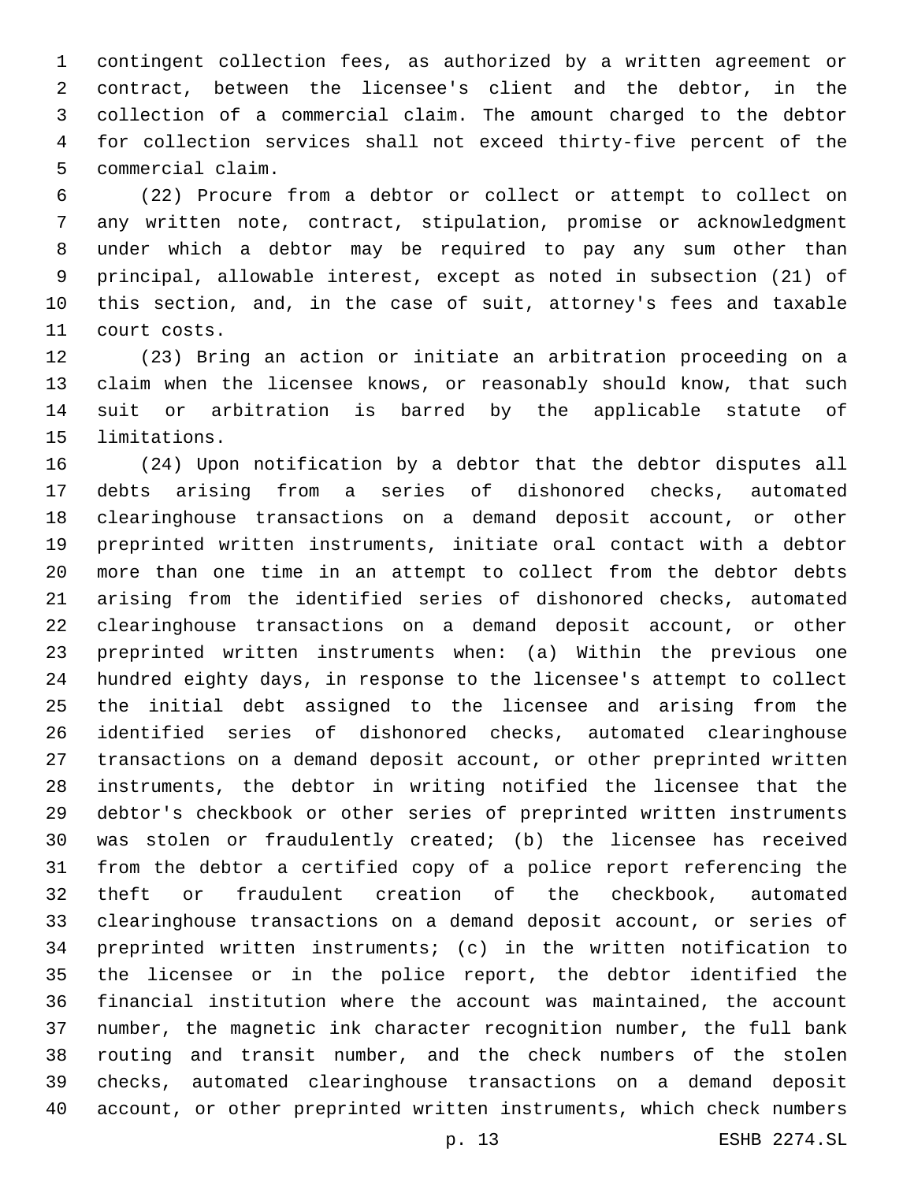contingent collection fees, as authorized by a written agreement or contract, between the licensee's client and the debtor, in the collection of a commercial claim. The amount charged to the debtor for collection services shall not exceed thirty-five percent of the commercial claim.

(22) Procure from a debtor or collect or attempt to collect on any written note, contract, stipulation, promise or acknowledgment under which a debtor may be required to pay any sum other than principal, allowable interest, except as noted in subsection (21) of this section, and, in the case of suit, attorney's fees and taxable court costs.

(23) Bring an action or initiate an arbitration proceeding on a claim when the licensee knows, or reasonably should know, that such suit or arbitration is barred by the applicable statute of limitations.

(24) Upon notification by a debtor that the debtor disputes all debts arising from a series of dishonored checks, automated clearinghouse transactions on a demand deposit account, or other preprinted written instruments, initiate oral contact with a debtor more than one time in an attempt to collect from the debtor debts arising from the identified series of dishonored checks, automated clearinghouse transactions on a demand deposit account, or other preprinted written instruments when: (a) Within the previous one hundred eighty days, in response to the licensee's attempt to collect the initial debt assigned to the licensee and arising from the identified series of dishonored checks, automated clearinghouse transactions on a demand deposit account, or other preprinted written instruments, the debtor in writing notified the licensee that the debtor's checkbook or other series of preprinted written instruments was stolen or fraudulently created; (b) the licensee has received from the debtor a certified copy of a police report referencing the theft or fraudulent creation of the checkbook, automated clearinghouse transactions on a demand deposit account, or series of preprinted written instruments; (c) in the written notification to the licensee or in the police report, the debtor identified the financial institution where the account was maintained, the account number, the magnetic ink character recognition number, the full bank routing and transit number, and the check numbers of the stolen checks, automated clearinghouse transactions on a demand deposit account, or other preprinted written instruments, which check numbers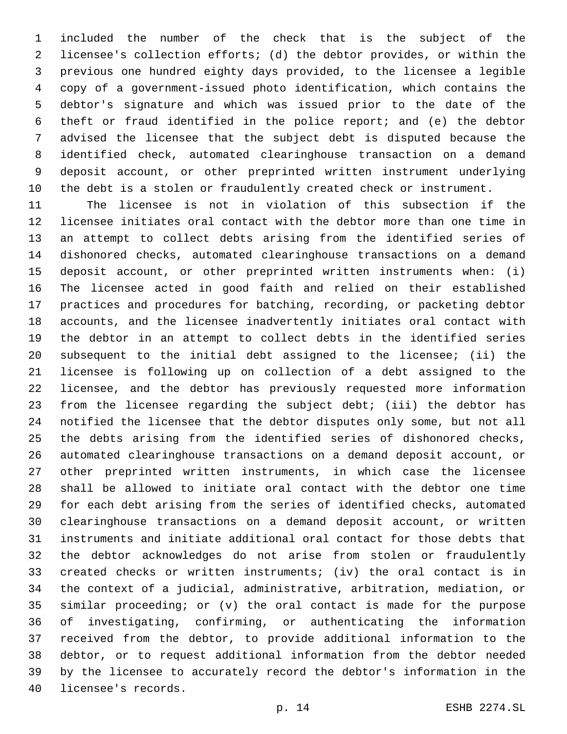included the number of the check that is the subject of the licensee's collection efforts; (d) the debtor provides, or within the previous one hundred eighty days provided, to the licensee a legible copy of a government-issued photo identification, which contains the debtor's signature and which was issued prior to the date of the theft or fraud identified in the police report; and (e) the debtor advised the licensee that the subject debt is disputed because the identified check, automated clearinghouse transaction on a demand deposit account, or other preprinted written instrument underlying the debt is a stolen or fraudulently created check or instrument.

The licensee is not in violation of this subsection if the licensee initiates oral contact with the debtor more than one time in an attempt to collect debts arising from the identified series of dishonored checks, automated clearinghouse transactions on a demand deposit account, or other preprinted written instruments when: (i) The licensee acted in good faith and relied on their established practices and procedures for batching, recording, or packeting debtor accounts, and the licensee inadvertently initiates oral contact with the debtor in an attempt to collect debts in the identified series subsequent to the initial debt assigned to the licensee; (ii) the licensee is following up on collection of a debt assigned to the licensee, and the debtor has previously requested more information from the licensee regarding the subject debt; (iii) the debtor has notified the licensee that the debtor disputes only some, but not all the debts arising from the identified series of dishonored checks, automated clearinghouse transactions on a demand deposit account, or other preprinted written instruments, in which case the licensee shall be allowed to initiate oral contact with the debtor one time for each debt arising from the series of identified checks, automated clearinghouse transactions on a demand deposit account, or written instruments and initiate additional oral contact for those debts that the debtor acknowledges do not arise from stolen or fraudulently created checks or written instruments; (iv) the oral contact is in the context of a judicial, administrative, arbitration, mediation, or similar proceeding; or (v) the oral contact is made for the purpose of investigating, confirming, or authenticating the information received from the debtor, to provide additional information to the debtor, or to request additional information from the debtor needed by the licensee to accurately record the debtor's information in the licensee's records.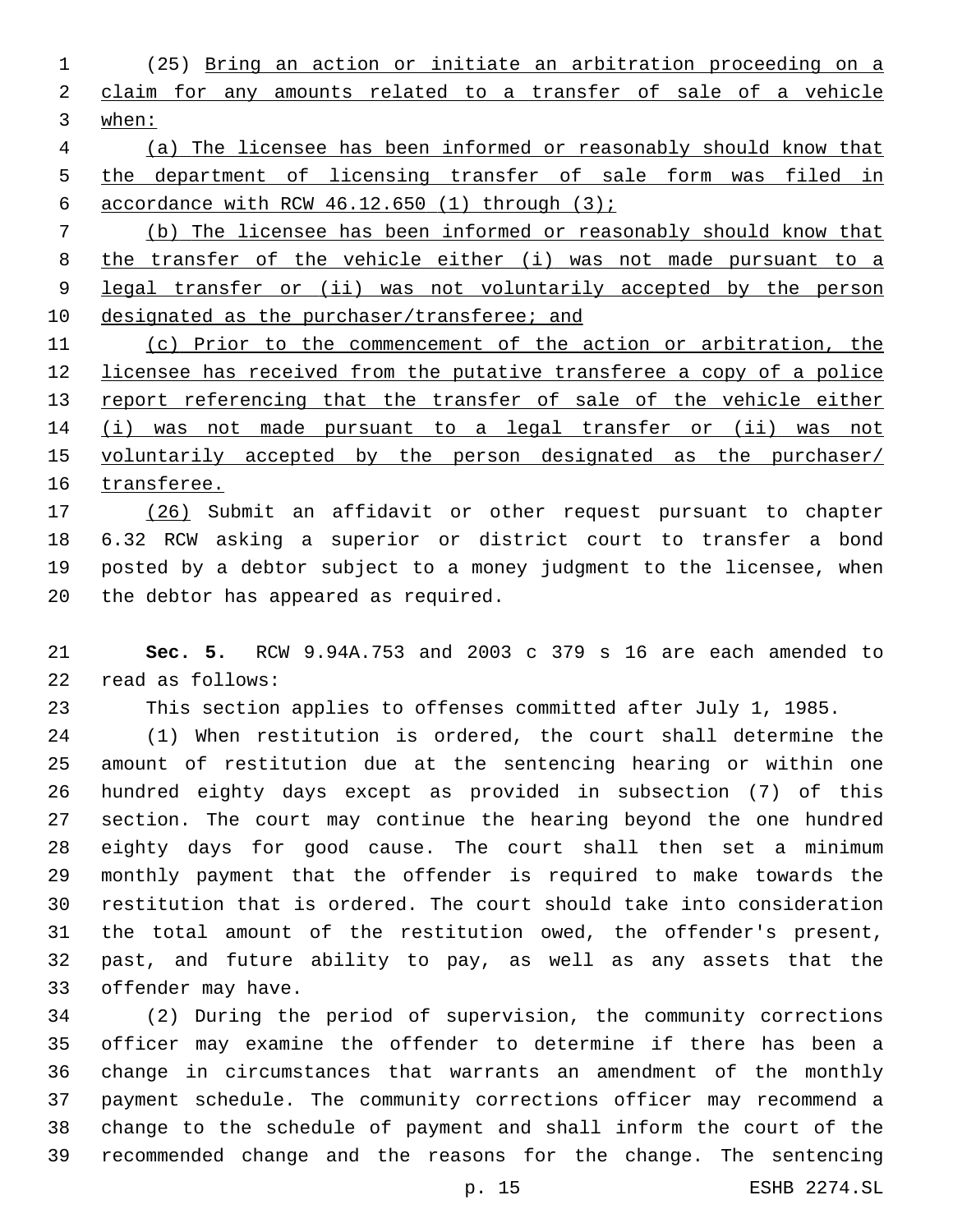(25) Bring an action or initiate an arbitration proceeding on a claim for any amounts related to a transfer of sale of a vehicle when:

(a) The licensee has been informed or reasonably should know that the department of licensing transfer of sale form was filed in accordance with RCW 46.12.650 (1) through (3);

(b) The licensee has been informed or reasonably should know that the transfer of the vehicle either (i) was not made pursuant to a legal transfer or (ii) was not voluntarily accepted by the person designated as the purchaser/transferee; and

(c) Prior to the commencement of the action or arbitration, the licensee has received from the putative transferee a copy of a police report referencing that the transfer of sale of the vehicle either (i) was not made pursuant to a legal transfer or (ii) was not voluntarily accepted by the person designated as the purchaser/transferee.

(26) Submit an affidavit or other request pursuant to chapter 6.32 RCW asking a superior or district court to transfer a bond posted by a debtor subject to a money judgment to the licensee, when the debtor has appeared as required.

**Sec. 5.** RCW 9.94A.753 and 2003 c 379 s 16 are each amended to read as follows:

This section applies to offenses committed after July 1, 1985.

(1) When restitution is ordered, the court shall determine the amount of restitution due at the sentencing hearing or within one hundred eighty days except as provided in subsection (7) of this section. The court may continue the hearing beyond the one hundred eighty days for good cause. The court shall then set a minimum monthly payment that the offender is required to make towards the restitution that is ordered. The court should take into consideration the total amount of the restitution owed, the offender's present, past, and future ability to pay, as well as any assets that the offender may have.

(2) During the period of supervision, the community corrections officer may examine the offender to determine if there has been a change in circumstances that warrants an amendment of the monthly payment schedule. The community corrections officer may recommend a change to the schedule of payment and shall inform the court of the recommended change and the reasons for the change. The sentencing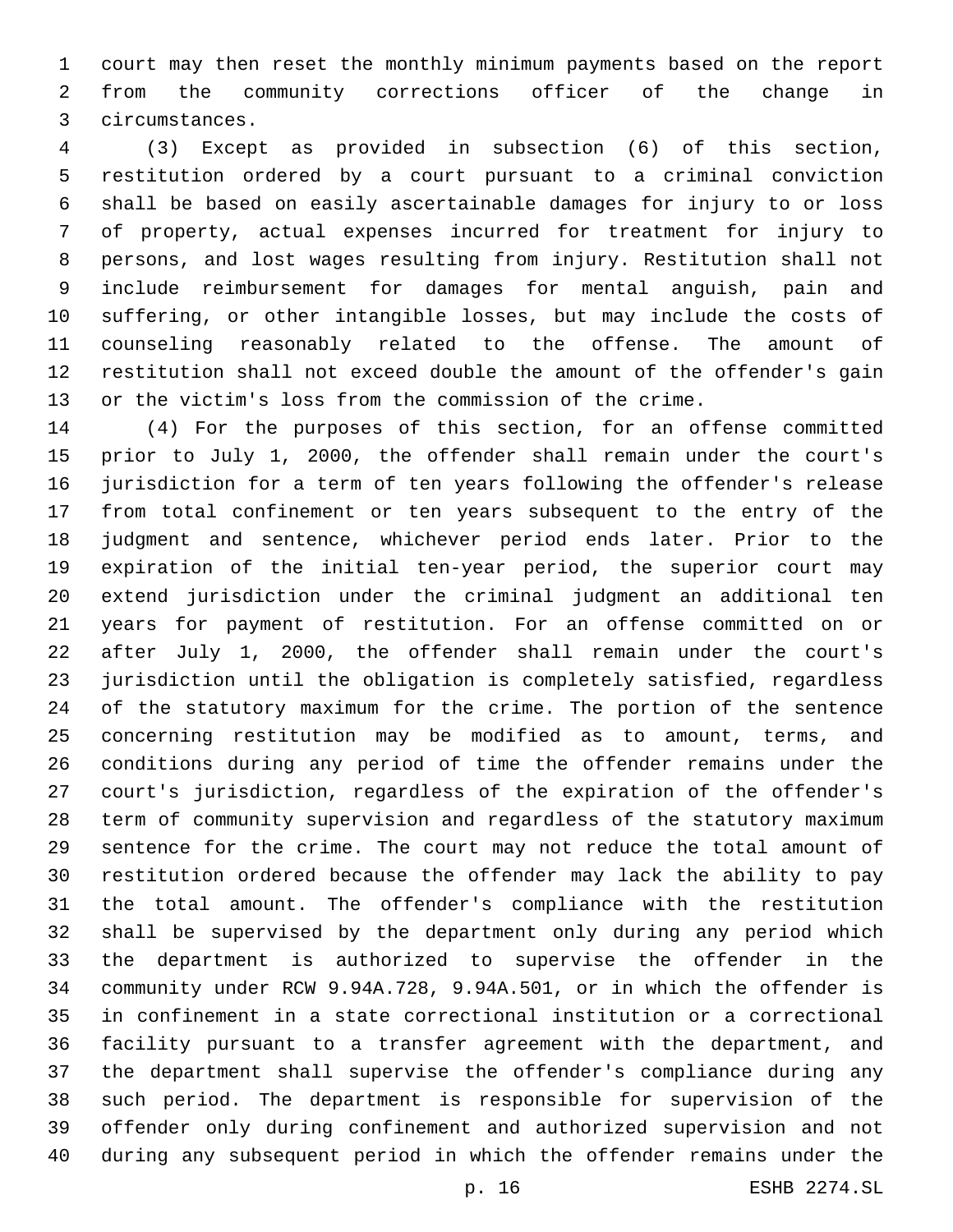court may then reset the monthly minimum payments based on the report from the community corrections officer of the change in circumstances.

(3) Except as provided in subsection (6) of this section, restitution ordered by a court pursuant to a criminal conviction shall be based on easily ascertainable damages for injury to or loss of property, actual expenses incurred for treatment for injury to persons, and lost wages resulting from injury. Restitution shall not include reimbursement for damages for mental anguish, pain and suffering, or other intangible losses, but may include the costs of counseling reasonably related to the offense. The amount of restitution shall not exceed double the amount of the offender's gain or the victim's loss from the commission of the crime.

(4) For the purposes of this section, for an offense committed prior to July 1, 2000, the offender shall remain under the court's jurisdiction for a term of ten years following the offender's release from total confinement or ten years subsequent to the entry of the judgment and sentence, whichever period ends later. Prior to the expiration of the initial ten-year period, the superior court may extend jurisdiction under the criminal judgment an additional ten years for payment of restitution. For an offense committed on or after July 1, 2000, the offender shall remain under the court's jurisdiction until the obligation is completely satisfied, regardless of the statutory maximum for the crime. The portion of the sentence concerning restitution may be modified as to amount, terms, and conditions during any period of time the offender remains under the court's jurisdiction, regardless of the expiration of the offender's term of community supervision and regardless of the statutory maximum sentence for the crime. The court may not reduce the total amount of restitution ordered because the offender may lack the ability to pay the total amount. The offender's compliance with the restitution shall be supervised by the department only during any period which the department is authorized to supervise the offender in the community under RCW 9.94A.728, 9.94A.501, or in which the offender is in confinement in a state correctional institution or a correctional facility pursuant to a transfer agreement with the department, and the department shall supervise the offender's compliance during any such period. The department is responsible for supervision of the offender only during confinement and authorized supervision and not during any subsequent period in which the offender remains under the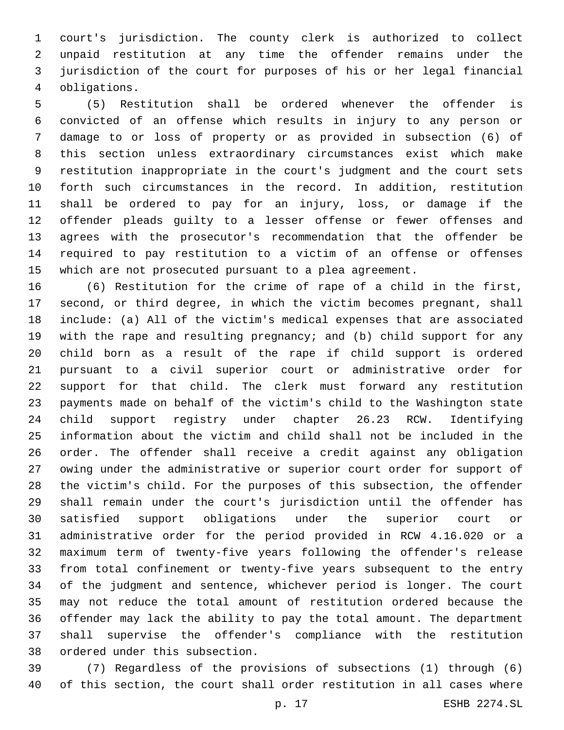court's jurisdiction. The county clerk is authorized to collect unpaid restitution at any time the offender remains under the jurisdiction of the court for purposes of his or her legal financial obligations.

(5) Restitution shall be ordered whenever the offender is convicted of an offense which results in injury to any person or damage to or loss of property or as provided in subsection (6) of this section unless extraordinary circumstances exist which make restitution inappropriate in the court's judgment and the court sets forth such circumstances in the record. In addition, restitution shall be ordered to pay for an injury, loss, or damage if the offender pleads guilty to a lesser offense or fewer offenses and agrees with the prosecutor's recommendation that the offender be required to pay restitution to a victim of an offense or offenses which are not prosecuted pursuant to a plea agreement.

(6) Restitution for the crime of rape of a child in the first, second, or third degree, in which the victim becomes pregnant, shall include: (a) All of the victim's medical expenses that are associated with the rape and resulting pregnancy; and (b) child support for any child born as a result of the rape if child support is ordered pursuant to a civil superior court or administrative order for support for that child. The clerk must forward any restitution payments made on behalf of the victim's child to the Washington state child support registry under chapter 26.23 RCW. Identifying information about the victim and child shall not be included in the order. The offender shall receive a credit against any obligation owing under the administrative or superior court order for support of the victim's child. For the purposes of this subsection, the offender shall remain under the court's jurisdiction until the offender has satisfied support obligations under the superior court or administrative order for the period provided in RCW 4.16.020 or a maximum term of twenty-five years following the offender's release from total confinement or twenty-five years subsequent to the entry of the judgment and sentence, whichever period is longer. The court may not reduce the total amount of restitution ordered because the offender may lack the ability to pay the total amount. The department shall supervise the offender's compliance with the restitution ordered under this subsection.

(7) Regardless of the provisions of subsections (1) through (6) of this section, the court shall order restitution in all cases where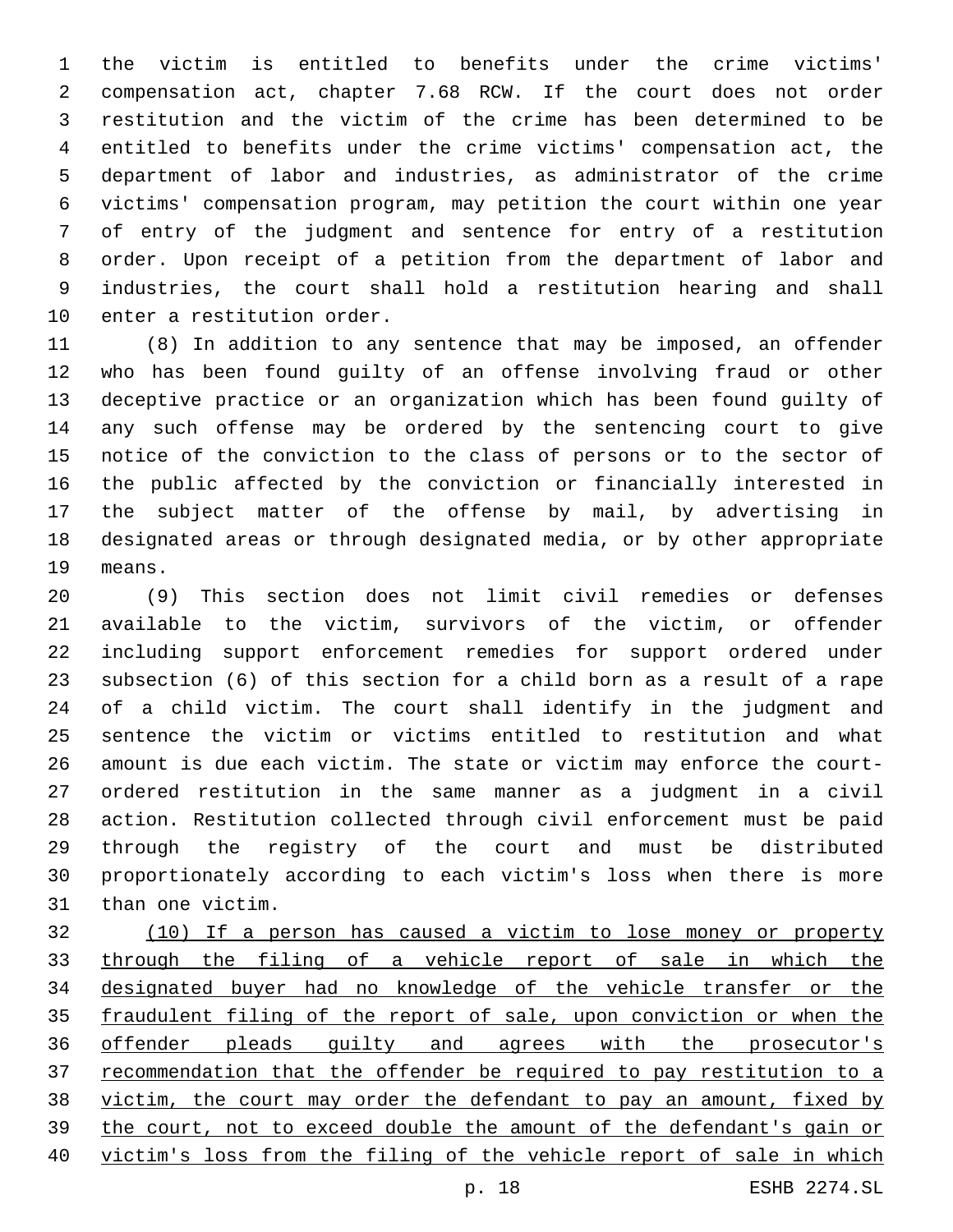the victim is entitled to benefits under the crime victims' compensation act, chapter 7.68 RCW. If the court does not order restitution and the victim of the crime has been determined to be entitled to benefits under the crime victims' compensation act, the department of labor and industries, as administrator of the crime victims' compensation program, may petition the court within one year of entry of the judgment and sentence for entry of a restitution order. Upon receipt of a petition from the department of labor and industries, the court shall hold a restitution hearing and shall enter a restitution order.

(8) In addition to any sentence that may be imposed, an offender who has been found guilty of an offense involving fraud or other deceptive practice or an organization which has been found guilty of any such offense may be ordered by the sentencing court to give notice of the conviction to the class of persons or to the sector of the public affected by the conviction or financially interested in the subject matter of the offense by mail, by advertising in designated areas or through designated media, or by other appropriate means.

(9) This section does not limit civil remedies or defenses available to the victim, survivors of the victim, or offender including support enforcement remedies for support ordered under subsection (6) of this section for a child born as a result of a rape of a child victim. The court shall identify in the judgment and sentence the victim or victims entitled to restitution and what amount is due each victim. The state or victim may enforce the court-ordered restitution in the same manner as a judgment in a civil action. Restitution collected through civil enforcement must be paid through the registry of the court and must be distributed proportionately according to each victim's loss when there is more than one victim.

<u>(10) If a person has caused a victim to lose money or property through the filing of a vehicle report of sale in which the designated buyer had no knowledge of the vehicle transfer or the fraudulent filing of the report of sale, upon conviction or when the offender pleads guilty and agrees with the prosecutor's recommendation that the offender be required to pay restitution to a victim, the court may order the defendant to pay an amount, fixed by the court, not to exceed double the amount of the defendant's gain or victim's loss from the filing of the vehicle report of sale in which</u>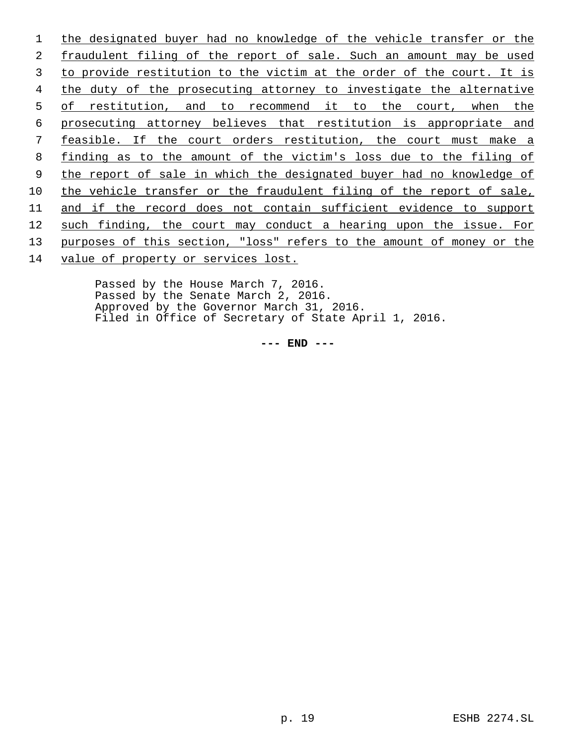the designated buyer had no knowledge of the vehicle transfer or the fraudulent filing of the report of sale. Such an amount may be used to provide restitution to the victim at the order of the court. It is the duty of the prosecuting attorney to investigate the alternative of restitution, and to recommend it to the court, when the prosecuting attorney believes that restitution is appropriate and feasible. If the court orders restitution, the court must make a finding as to the amount of the victim's loss due to the filing of the report of sale in which the designated buyer had no knowledge of the vehicle transfer or the fraudulent filing of the report of sale, and if the record does not contain sufficient evidence to support such finding, the court may conduct a hearing upon the issue. For purposes of this section, "loss" refers to the amount of money or the value of property or services lost.

Passed by the House March 7, 2016.
Passed by the Senate March 2, 2016.
Approved by the Governor March 31, 2016.
Filed in Office of Secretary of State April 1, 2016.

**--- END ---**